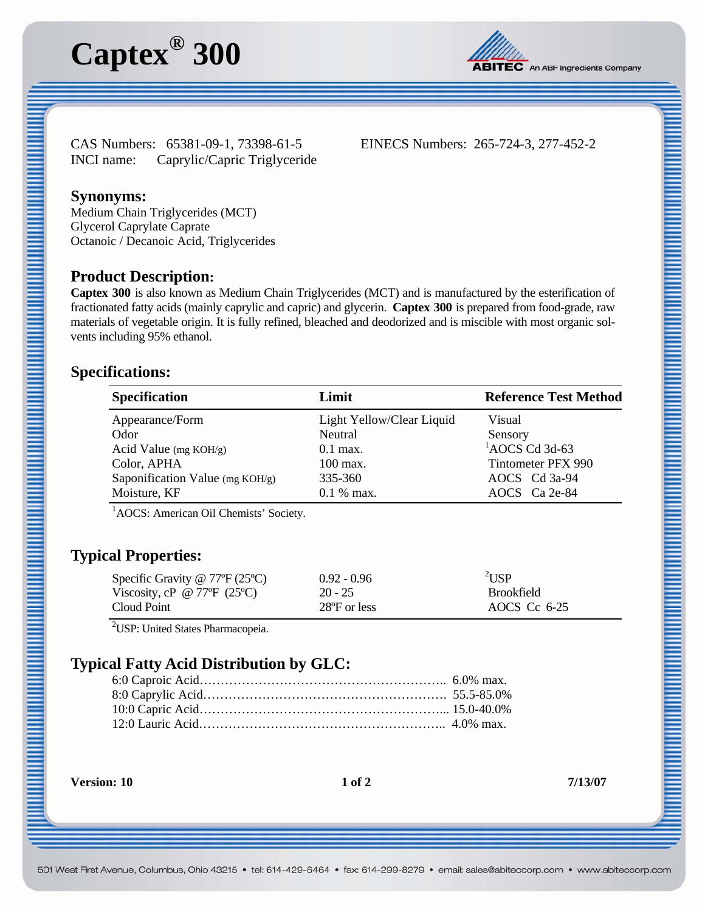# Captex® 300

ABITEC An ABF Ingredients Company

CAS Numbers: 65381-09-1, 73398-61-5  
INCI name: Caprylic/Capric Triglyceride

EINECS Numbers: 265-724-3, 277-452-2

## Synonyms:

Medium Chain Triglycerides (MCT)  
Glycerol Caprylate Caprate  
Octanoic / Decanoic Acid, Triglycerides

## Product Description:

**Captex 300** is also known as Medium Chain Triglycerides (MCT) and is manufactured by the esterification of fractionated fatty acids (mainly caprylic and capric) and glycerin. **Captex 300** is prepared from food-grade, raw materials of vegetable origin. It is fully refined, bleached and deodorized and is miscible with most organic solvents including 95% ethanol.

## Specifications:

| Specification | Limit | Reference Test Method |
|---|---|---|
| Appearance/Form | Light Yellow/Clear Liquid | Visual |
| Odor | Neutral | Sensory |
| Acid Value (mg KOH/g) | 0.1 max. | [1]AOCS Cd 3d-63 |
| Color, APHA | 100 max. | Tintometer PFX 990 |
| Saponification Value (mg KOH/g) | 335-360 | AOCS Cd 3a-94 |
| Moisture, KF | 0.1 % max. | AOCS Ca 2e-84 |

[1]AOCS: American Oil Chemists' Society.

## Typical Properties:

| Property | Value | Method |
|---|---|---|
| Specific Gravity @ 77ºF (25ºC) | 0.92 - 0.96 | [2]USP |
| Viscosity, cP @ 77ºF (25ºC) | 20 - 25 | Brookfield |
| Cloud Point | 28ºF or less | AOCS Cc 6-25 |

[2]USP: United States Pharmacopeia.

## Typical Fatty Acid Distribution by GLC:

- 6:0 Caproic Acid........ 6.0% max.
- 8:0 Caprylic Acid........ 55.5-85.0%
- 10:0 Capric Acid........ 15.0-40.0%
- 12:0 Lauric Acid........ 4.0% max.

**Version: 10** **7/13/07**

501 West First Avenue, Columbus, Ohio 43215 • tel: 614-429-6464 • fax: 614-299-8279 • email: sales@abiteccorp.com • www.abiteccorp.com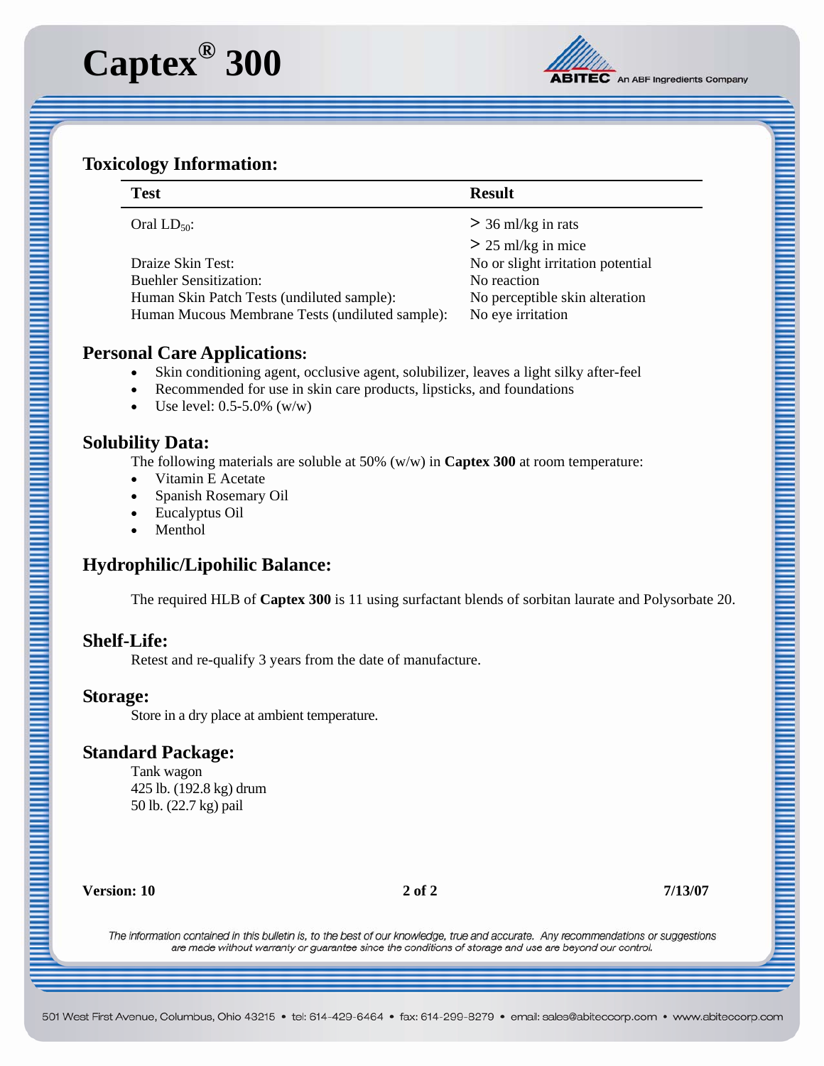# Captex® 300

## Toxicology Information:

| Test | Result |
|---|---|
| Oral $LD_{50}$: | > 36 ml/kg in rats |
| | > 25 ml/kg in mice |
| Draize Skin Test: | No or slight irritation potential |
| Buehler Sensitization: | No reaction |
| Human Skin Patch Tests (undiluted sample): | No perceptible skin alteration |
| Human Mucous Membrane Tests (undiluted sample): | No eye irritation |

## Personal Care Applications:

- Skin conditioning agent, occlusive agent, solubilizer, leaves a light silky after-feel
- Recommended for use in skin care products, lipsticks, and foundations
- Use level: 0.5-5.0% (w/w)

## Solubility Data:

The following materials are soluble at 50% (w/w) in **Captex 300** at room temperature:

- Vitamin E Acetate
- Spanish Rosemary Oil
- Eucalyptus Oil
- Menthol

## Hydrophilic/Lipohilic Balance:

The required HLB of **Captex 300** is 11 using surfactant blends of sorbitan laurate and Polysorbate 20.

## Shelf-Life:

Retest and re-qualify 3 years from the date of manufacture.

## Storage:

Store in a dry place at ambient temperature.

## Standard Package:

Tank wagon
425 lb. (192.8 kg) drum
50 lb. (22.7 kg) pail

**Version: 10** **7/13/07**

*The information contained in this bulletin is, to the best of our knowledge, true and accurate. Any recommendations or suggestions are made without warranty or guarantee since the conditions of storage and use are beyond our control.*

501 West First Avenue, Columbus, Ohio 43215 • tel: 614-429-6464 • fax: 614-299-8279 • email: sales@abiteccorp.com • www.abiteccorp.com